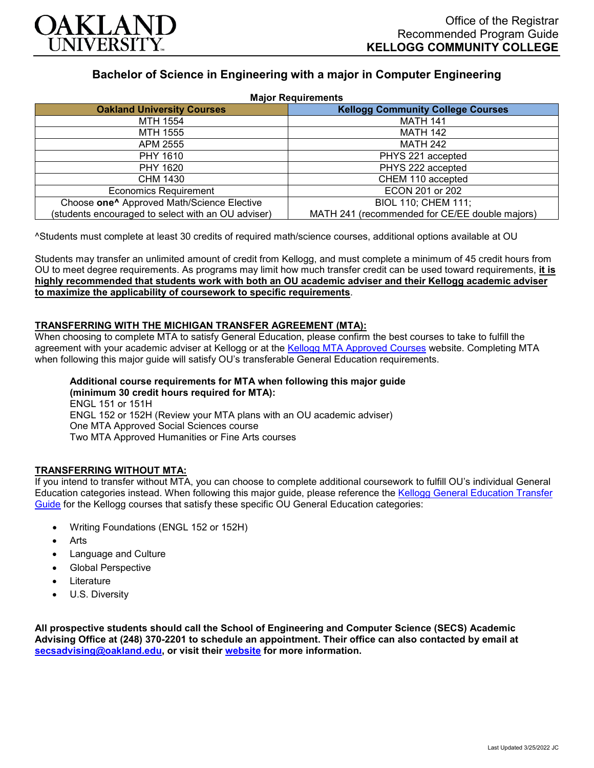OAKLAND UNIVERSITY

Office of the Registrar
Recommended Program Guide
**KELLOGG COMMUNITY COLLEGE**

## Bachelor of Science in Engineering with a major in Computer Engineering

**Major Requirements**

| Oakland University Courses | Kellogg Community College Courses |
|---|---|
| MTH 1554 | MATH 141 |
| MTH 1555 | MATH 142 |
| APM 2555 | MATH 242 |
| PHY 1610 | PHYS 221 accepted |
| PHY 1620 | PHYS 222 accepted |
| CHM 1430 | CHEM 110 accepted |
| Economics Requirement | ECON 201 or 202 |
| Choose **one^** Approved Math/Science Elective (students encouraged to select with an OU adviser) | BIOL 110; CHEM 111; MATH 241 (recommended for CE/EE double majors) |

^Students must complete at least 30 credits of required math/science courses, additional options available at OU

Students may transfer an unlimited amount of credit from Kellogg, and must complete a minimum of 45 credit hours from OU to meet degree requirements. As programs may limit how much transfer credit can be used toward requirements, **it is highly recommended that students work with both an OU academic adviser and their Kellogg academic adviser to maximize the applicability of coursework to specific requirements**.

**TRANSFERRING WITH THE MICHIGAN TRANSFER AGREEMENT (MTA):**

When choosing to complete MTA to satisfy General Education, please confirm the best courses to take to fulfill the agreement with your academic adviser at Kellogg or at the Kellogg MTA Approved Courses website. Completing MTA when following this major guide will satisfy OU's transferable General Education requirements.

**Additional course requirements for MTA when following this major guide (minimum 30 credit hours required for MTA):**
ENGL 151 or 151H
ENGL 152 or 152H (Review your MTA plans with an OU academic adviser)
One MTA Approved Social Sciences course
Two MTA Approved Humanities or Fine Arts courses

**TRANSFERRING WITHOUT MTA:**

If you intend to transfer without MTA, you can choose to complete additional coursework to fulfill OU's individual General Education categories instead. When following this major guide, please reference the Kellogg General Education Transfer Guide for the Kellogg courses that satisfy these specific OU General Education categories:

- Writing Foundations (ENGL 152 or 152H)
- Arts
- Language and Culture
- Global Perspective
- Literature
- U.S. Diversity

**All prospective students should call the School of Engineering and Computer Science (SECS) Academic Advising Office at (248) 370-2201 to schedule an appointment. Their office can also contacted by email at secsadvising@oakland.edu, or visit their website for more information.**

Last Updated 3/25/2022 JC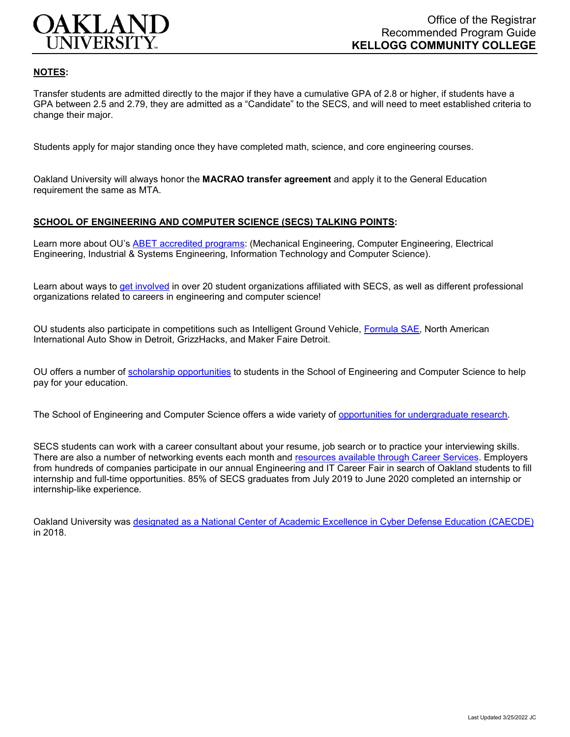**NOTES:**

Transfer students are admitted directly to the major if they have a cumulative GPA of 2.8 or higher, if students have a GPA between 2.5 and 2.79, they are admitted as a "Candidate" to the SECS, and will need to meet established criteria to change their major.

Students apply for major standing once they have completed math, science, and core engineering courses.

Oakland University will always honor the **MACRAO transfer agreement** and apply it to the General Education requirement the same as MTA.

**SCHOOL OF ENGINEERING AND COMPUTER SCIENCE (SECS) TALKING POINTS:**

Learn more about OU's ABET accredited programs: (Mechanical Engineering, Computer Engineering, Electrical Engineering, Industrial & Systems Engineering, Information Technology and Computer Science).

Learn about ways to get involved in over 20 student organizations affiliated with SECS, as well as different professional organizations related to careers in engineering and computer science!

OU students also participate in competitions such as Intelligent Ground Vehicle, Formula SAE, North American International Auto Show in Detroit, GrizzHacks, and Maker Faire Detroit.

OU offers a number of scholarship opportunities to students in the School of Engineering and Computer Science to help pay for your education.

The School of Engineering and Computer Science offers a wide variety of opportunities for undergraduate research.

SECS students can work with a career consultant about your resume, job search or to practice your interviewing skills. There are also a number of networking events each month and resources available through Career Services. Employers from hundreds of companies participate in our annual Engineering and IT Career Fair in search of Oakland students to fill internship and full-time opportunities. 85% of SECS graduates from July 2019 to June 2020 completed an internship or internship-like experience.

Oakland University was designated as a National Center of Academic Excellence in Cyber Defense Education (CAECDE) in 2018.

Last Updated 3/25/2022 JC